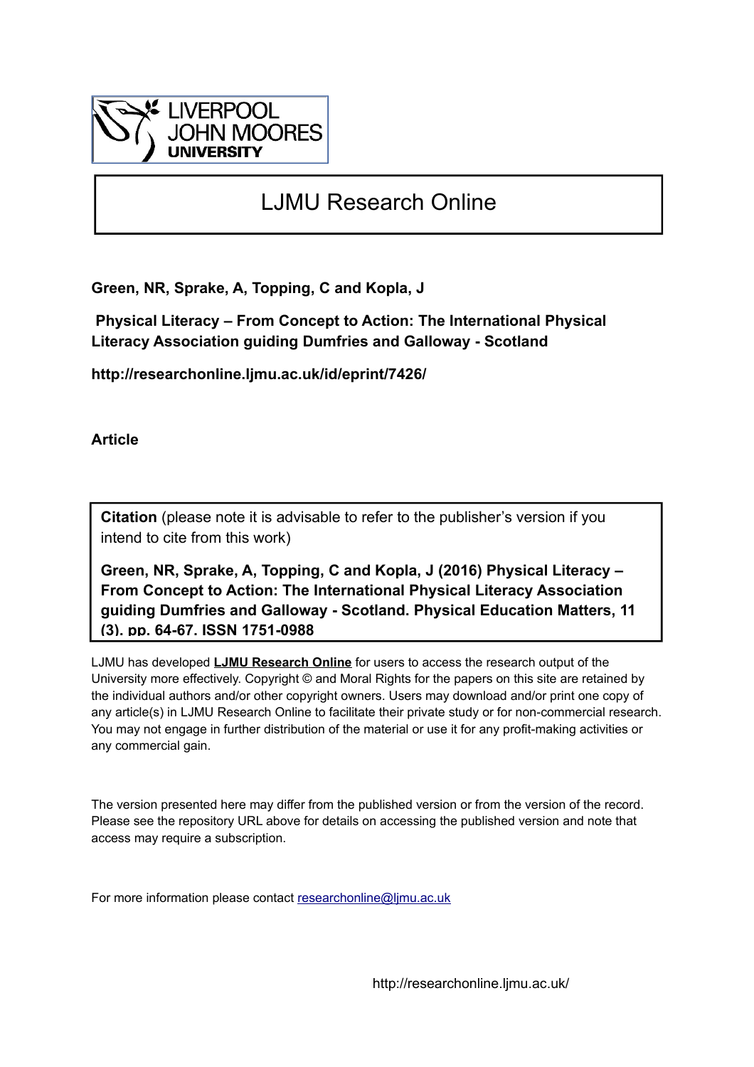LIVERPOOL JOHN MOORES UNIVERSITY

# LJMU Research Online

**Green, NR, Sprake, A, Topping, C and Kopla, J**

**Physical Literacy – From Concept to Action: The International Physical Literacy Association guiding Dumfries and Galloway - Scotland**

**http://researchonline.ljmu.ac.uk/id/eprint/7426/**

**Article**

**Citation** (please note it is advisable to refer to the publisher's version if you intend to cite from this work)

**Green, NR, Sprake, A, Topping, C and Kopla, J (2016) Physical Literacy – From Concept to Action: The International Physical Literacy Association guiding Dumfries and Galloway - Scotland. Physical Education Matters, 11 (3). pp. 64-67. ISSN 1751-0988**

LJMU has developed **LJMU Research Online** for users to access the research output of the University more effectively. Copyright © and Moral Rights for the papers on this site are retained by the individual authors and/or other copyright owners. Users may download and/or print one copy of any article(s) in LJMU Research Online to facilitate their private study or for non-commercial research. You may not engage in further distribution of the material or use it for any profit-making activities or any commercial gain.

The version presented here may differ from the published version or from the version of the record. Please see the repository URL above for details on accessing the published version and note that access may require a subscription.

For more information please contact researchonline@ljmu.ac.uk

http://researchonline.ljmu.ac.uk/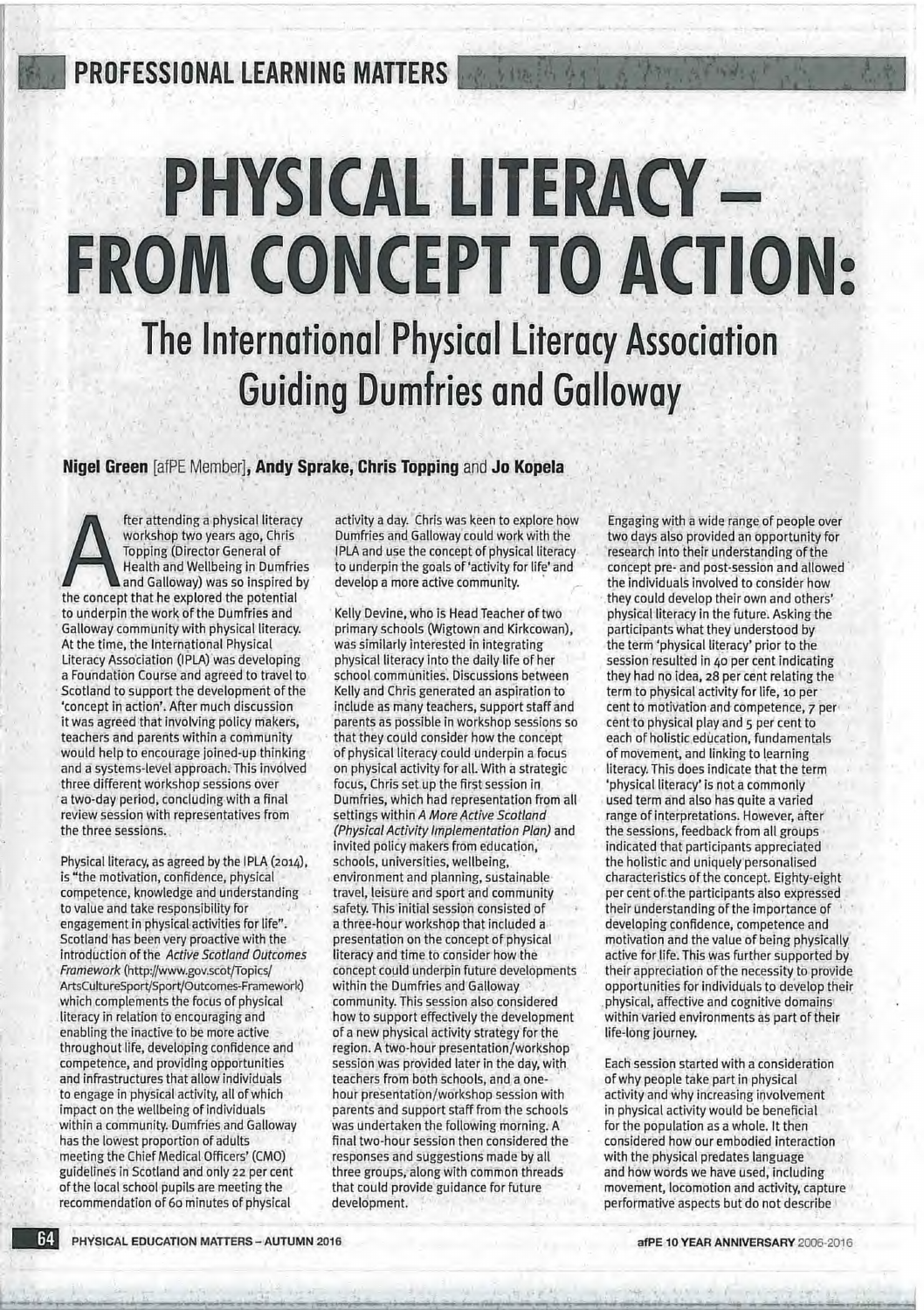# PHYSICAL LITERACY – FROM CONCEPT TO ACTION:

## The International Physical Literacy Association Guiding Dumfries and Galloway

**Nigel Green** [afPE Member], **Andy Sprake, Chris Topping** and **Jo Kopela**

After attending a physical literacy workshop two years ago, Chris Topping (Director General of Health and Wellbeing in Dumfries and Galloway) was so inspired by the concept that he explored the potential to underpin the work of the Dumfries and Galloway community with physical literacy. At the time, the International Physical Literacy Association (IPLA) was developing a Foundation Course and agreed to travel to Scotland to support the development of the 'concept in action'. After much discussion it was agreed that involving policy makers, teachers and parents within a community would help to encourage joined-up thinking and a systems-level approach. This involved three different workshop sessions over a two-day period, concluding with a final review session with representatives from the three sessions.

Physical literacy, as agreed by the IPLA (2014), is "the motivation, confidence, physical competence, knowledge and understanding to value and take responsibility for engagement in physical activities for life". Scotland has been very proactive with the introduction of the *Active Scotland Outcomes Framework* (http://www.gov.scot/Topics/ArtsCultureSport/Sport/Outcomes-Framework) which complements the focus of physical literacy in relation to encouraging and enabling the inactive to be more active throughout life, developing confidence and competence, and providing opportunities and infrastructures that allow individuals to engage in physical activity, all of which impact on the wellbeing of individuals within a community. Dumfries and Galloway has the lowest proportion of adults meeting the Chief Medical Officers' (CMO) guidelines in Scotland and only 22 per cent of the local school pupils are meeting the recommendation of 60 minutes of physical activity a day. Chris was keen to explore how Dumfries and Galloway could work with the IPLA and use the concept of physical literacy to underpin the goals of 'activity for life' and develop a more active community.

Kelly Devine, who is Head Teacher of two primary schools (Wigtown and Kirkcowan), was similarly interested in integrating physical literacy into the daily life of her school communities. Discussions between Kelly and Chris generated an aspiration to include as many teachers, support staff and parents as possible in workshop sessions so that they could consider how the concept of physical literacy could underpin a focus on physical activity for all. With a strategic focus, Chris set up the first session in Dumfries, which had representation from all settings within *A More Active Scotland (Physical Activity Implementation Plan)* and invited policy makers from education, schools, universities, wellbeing, environment and planning, sustainable travel, leisure and sport and community safety. This initial session consisted of a three-hour workshop that included a presentation on the concept of physical literacy and time to consider how the concept could underpin future developments within the Dumfries and Galloway community. This session also considered how to support effectively the development of a new physical activity strategy for the region. A two-hour presentation/workshop session was provided later in the day, with teachers from both schools, and a one-hour presentation/workshop session with parents and support staff from the schools was undertaken the following morning. A final two-hour session then considered the responses and suggestions made by all three groups, along with common threads that could provide guidance for future development.

Engaging with a wide range of people over two days also provided an opportunity for research into their understanding of the concept pre- and post-session and allowed the individuals involved to consider how they could develop their own and others' physical literacy in the future. Asking the participants what they understood by the term 'physical literacy' prior to the session resulted in 40 per cent indicating they had no idea, 28 per cent relating the term to physical activity for life, 10 per cent to motivation and competence, 7 per cent to physical play and 5 per cent to each of holistic education, fundamentals of movement, and linking to learning literacy. This does indicate that the term 'physical literacy' is not a commonly used term and also has quite a varied range of interpretations. However, after the sessions, feedback from all groups indicated that participants appreciated the holistic and uniquely personalised characteristics of the concept. Eighty-eight per cent of the participants also expressed their understanding of the importance of developing confidence, competence and motivation and the value of being physically active for life. This was further supported by their appreciation of the necessity to provide opportunities for individuals to develop their physical, affective and cognitive domains within varied environments as part of their life-long journey.

Each session started with a consideration of why people take part in physical activity and why increasing involvement in physical activity would be beneficial for the population as a whole. It then considered how our embodied interaction with the physical predates language and how words we have used, including movement, locomotion and activity, capture performative aspects but do not describe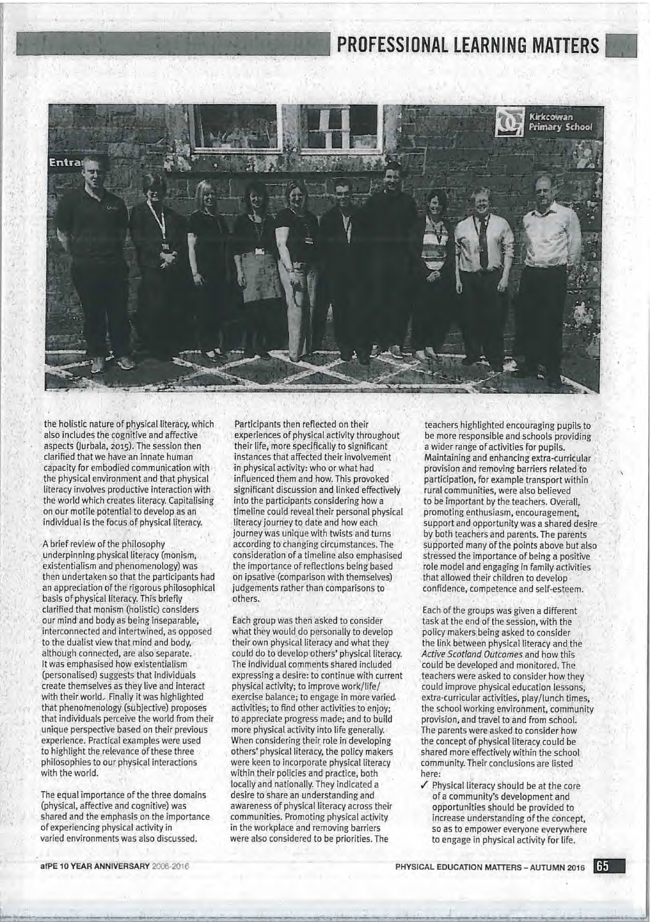the holistic nature of physical literacy, which also includes the cognitive and affective aspects (Jurbala, 2015). The session then clarified that we have an innate human capacity for embodied communication with the physical environment and that physical literacy involves productive interaction with the world which creates literacy. Capitalising on our motile potential to develop as an individual is the focus of physical literacy.

A brief review of the philosophy underpinning physical literacy (monism, existentialism and phenomenology) was then undertaken so that the participants had an appreciation of the rigorous philosophical basis of physical literacy. This briefly clarified that monism (holistic) considers our mind and body as being inseparable, interconnected and intertwined, as opposed to the dualist view that mind and body, although connected, are also separate. It was emphasised how existentialism (personalised) suggests that individuals create themselves as they live and interact with their world. Finally it was highlighted that phenomenology (subjective) proposes that individuals perceive the world from their unique perspective based on their previous experience. Practical examples were used to highlight the relevance of these three philosophies to our physical interactions with the world.

The equal importance of the three domains (physical, affective and cognitive) was shared and the emphasis on the importance of experiencing physical activity in varied environments was also discussed.

Participants then reflected on their experiences of physical activity throughout their life, more specifically to significant instances that affected their involvement in physical activity: who or what had influenced them and how. This provoked significant discussion and linked effectively into the participants considering how a timeline could reveal their personal physical literacy journey to date and how each journey was unique with twists and turns according to changing circumstances. The consideration of a timeline also emphasised the importance of reflections being based on ipsative (comparison with themselves) judgements rather than comparisons to others.

Each group was then asked to consider what they would do personally to develop their own physical literacy and what they could do to develop others' physical literacy. The individual comments shared included expressing a desire: to continue with current physical activity; to improve work/life/exercise balance; to engage in more varied activities; to find other activities to enjoy; to appreciate progress made; and to build more physical activity into life generally. When considering their role in developing others' physical literacy, the policy makers were keen to incorporate physical literacy within their policies and practice, both locally and nationally. They indicated a desire to share an understanding and awareness of physical literacy across their communities. Promoting physical activity in the workplace and removing barriers were also considered to be priorities. The teachers highlighted encouraging pupils to be more responsible and schools providing a wider range of activities for pupils. Maintaining and enhancing extra-curricular provision and removing barriers related to participation, for example transport within rural communities, were also believed to be important by the teachers. Overall, promoting enthusiasm, encouragement, support and opportunity was a shared desire by both teachers and parents. The parents supported many of the points above but also stressed the importance of being a positive role model and engaging in family activities that allowed their children to develop confidence, competence and self-esteem.

Each of the groups was given a different task at the end of the session, with the policy makers being asked to consider the link between physical literacy and the *Active Scotland Outcomes* and how this could be developed and monitored. The teachers were asked to consider how they could improve physical education lessons, extra-curricular activities, play/lunch times, the school working environment, community provision, and travel to and from school. The parents were asked to consider how the concept of physical literacy could be shared more effectively within the school community. Their conclusions are listed here:

- ✓ Physical literacy should be at the core of a community's development and opportunities should be provided to increase understanding of the concept, so as to empower everyone everywhere to engage in physical activity for life.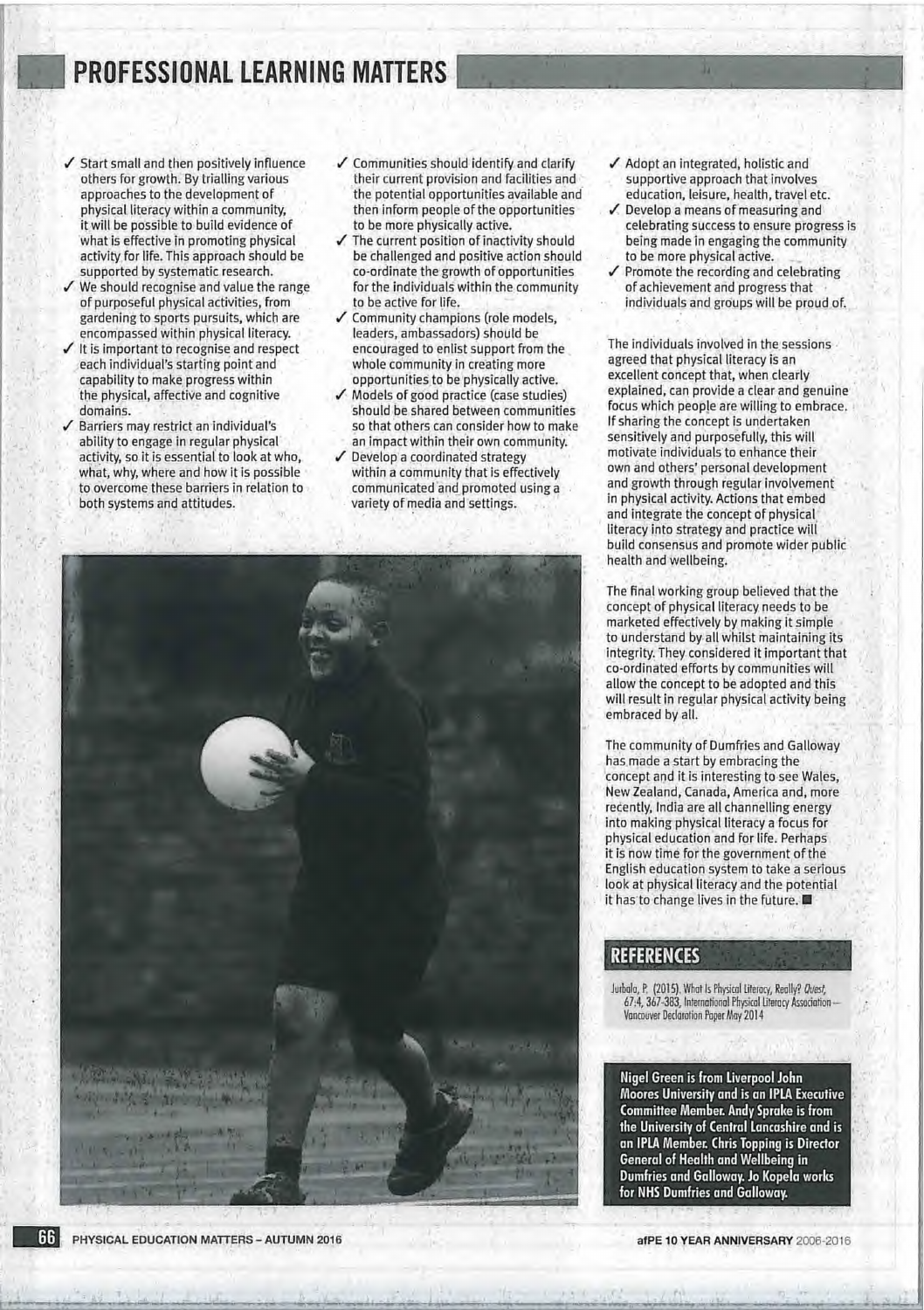- ✓ Start small and then positively influence others for growth. By trialling various approaches to the development of physical literacy within a community, it will be possible to build evidence of what is effective in promoting physical activity for life. This approach should be supported by systematic research.
- ✓ We should recognise and value the range of purposeful physical activities, from gardening to sports pursuits, which are encompassed within physical literacy.
- ✓ It is important to recognise and respect each individual's starting point and capability to make progress within the physical, affective and cognitive domains.
- ✓ Barriers may restrict an individual's ability to engage in regular physical activity, so it is essential to look at who, what, why, where and how it is possible to overcome these barriers in relation to both systems and attitudes.
- ✓ Communities should identify and clarify their current provision and facilities and the potential opportunities available and then inform people of the opportunities to be more physically active.
- ✓ The current position of inactivity should be challenged and positive action should co-ordinate the growth of opportunities for the individuals within the community to be active for life.
- ✓ Community champions (role models, leaders, ambassadors) should be encouraged to enlist support from the whole community in creating more opportunities to be physically active.
- ✓ Models of good practice (case studies) should be shared between communities so that others can consider how to make an impact within their own community.
- ✓ Develop a coordinated strategy within a community that is effectively communicated and promoted using a variety of media and settings.
- ✓ Adopt an integrated, holistic and supportive approach that involves education, leisure, health, travel etc.
- ✓ Develop a means of measuring and celebrating success to ensure progress is being made in engaging the community to be more physical active.
- ✓ Promote the recording and celebrating of achievement and progress that individuals and groups will be proud of.

The individuals involved in the sessions agreed that physical literacy is an excellent concept that, when clearly explained, can provide a clear and genuine focus which people are willing to embrace. If sharing the concept is undertaken sensitively and purposefully, this will motivate individuals to enhance their own and others' personal development and growth through regular involvement in physical activity. Actions that embed and integrate the concept of physical literacy into strategy and practice will build consensus and promote wider public health and wellbeing.

The final working group believed that the concept of physical literacy needs to be marketed effectively by making it simple to understand by all whilst maintaining its integrity. They considered it important that co-ordinated efforts by communities will allow the concept to be adopted and this will result in regular physical activity being embraced by all.

The community of Dumfries and Galloway has made a start by embracing the concept and it is interesting to see Wales, New Zealand, Canada, America and, more recently, India are all channelling energy into making physical literacy a focus for physical education and for life. Perhaps it is now time for the government of the English education system to take a serious look at physical literacy and the potential it has to change lives in the future. ■

## REFERENCES

Jurbala, P. (2015). What Is Physical Literacy, Really? *Quest*, 67:4, 367-383, International Physical Literacy Association – Vancouver Declaration Paper May 2014

**Nigel Green is from Liverpool John Moores University and is an IPLA Executive Committee Member. Andy Sprake is from the University of Central Lancashire and is an IPLA Member. Chris Topping is Director General of Health and Wellbeing in Dumfries and Galloway. Jo Kopela works for NHS Dumfries and Galloway.**